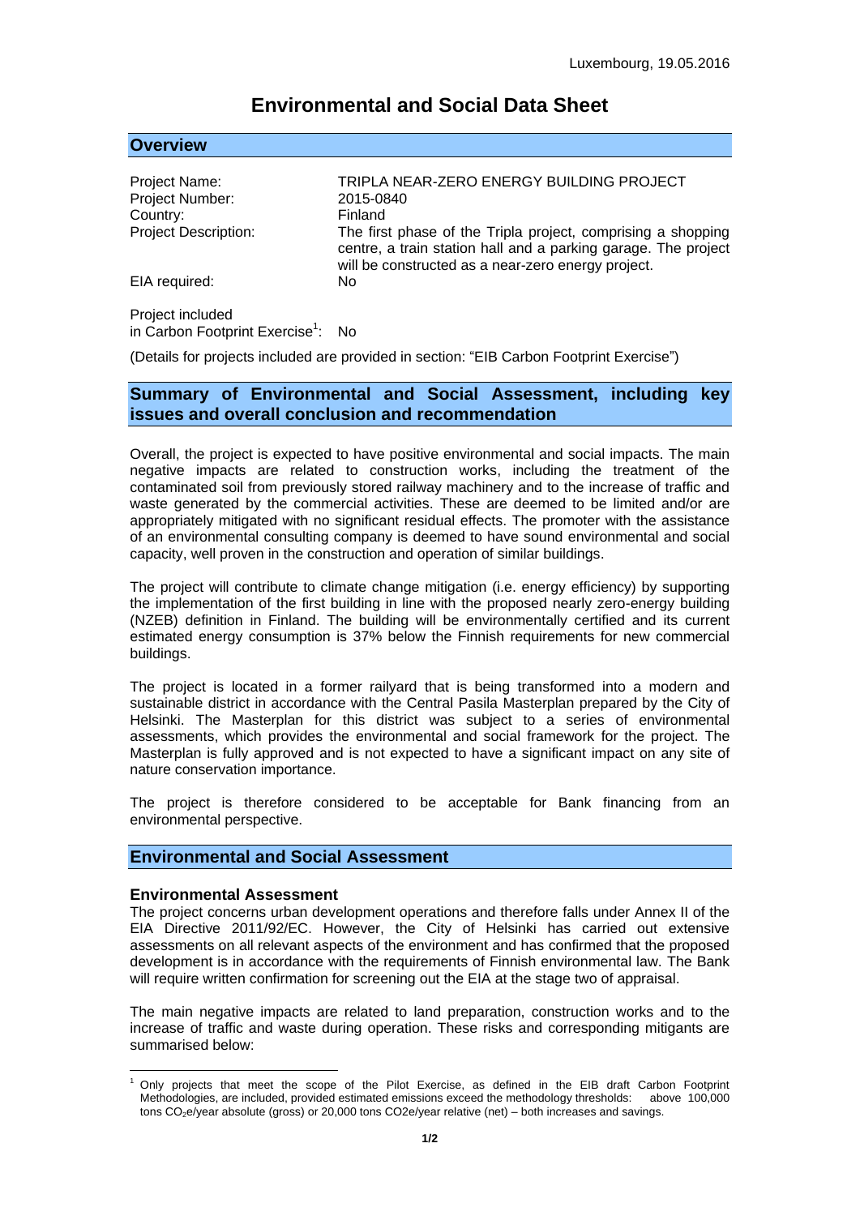Luxembourg, 19.05.2016

# Environmental and Social Data Sheet

## Overview

| | |
|---|---|
| Project Name: | TRIPLA NEAR-ZERO ENERGY BUILDING PROJECT |
| Project Number: | 2015-0840 |
| Country: | Finland |
| Project Description: | The first phase of the Tripla project, comprising a shopping centre, a train station hall and a parking garage. The project will be constructed as a near-zero energy project. |
| EIA required: | No |

Project included in Carbon Footprint Exercise[1]: No

(Details for projects included are provided in section: "EIB Carbon Footprint Exercise")

## Summary of Environmental and Social Assessment, including key issues and overall conclusion and recommendation

Overall, the project is expected to have positive environmental and social impacts. The main negative impacts are related to construction works, including the treatment of the contaminated soil from previously stored railway machinery and to the increase of traffic and waste generated by the commercial activities. These are deemed to be limited and/or are appropriately mitigated with no significant residual effects. The promoter with the assistance of an environmental consulting company is deemed to have sound environmental and social capacity, well proven in the construction and operation of similar buildings.

The project will contribute to climate change mitigation (i.e. energy efficiency) by supporting the implementation of the first building in line with the proposed nearly zero-energy building (NZEB) definition in Finland. The building will be environmentally certified and its current estimated energy consumption is 37% below the Finnish requirements for new commercial buildings.

The project is located in a former railyard that is being transformed into a modern and sustainable district in accordance with the Central Pasila Masterplan prepared by the City of Helsinki. The Masterplan for this district was subject to a series of environmental assessments, which provides the environmental and social framework for the project. The Masterplan is fully approved and is not expected to have a significant impact on any site of nature conservation importance.

The project is therefore considered to be acceptable for Bank financing from an environmental perspective.

## Environmental and Social Assessment

### Environmental Assessment

The project concerns urban development operations and therefore falls under Annex II of the EIA Directive 2011/92/EC. However, the City of Helsinki has carried out extensive assessments on all relevant aspects of the environment and has confirmed that the proposed development is in accordance with the requirements of Finnish environmental law. The Bank will require written confirmation for screening out the EIA at the stage two of appraisal.

The main negative impacts are related to land preparation, construction works and to the increase of traffic and waste during operation. These risks and corresponding mitigants are summarised below:

---

[1] Only projects that meet the scope of the Pilot Exercise, as defined in the EIB draft Carbon Footprint Methodologies, are included, provided estimated emissions exceed the methodology thresholds: above 100,000 tons $CO_2$e/year absolute (gross) or 20,000 tons $CO_2$e/year relative (net) – both increases and savings.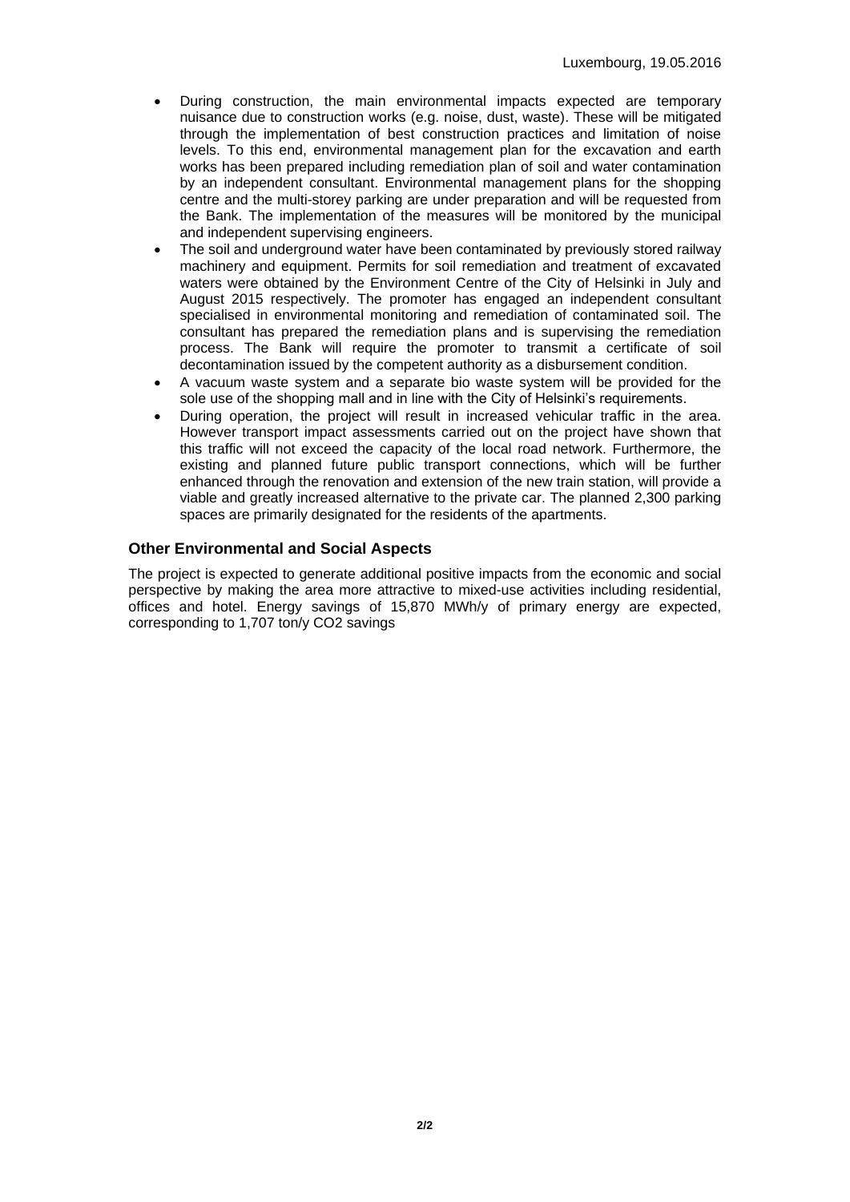Luxembourg, 19.05.2016

- During construction, the main environmental impacts expected are temporary nuisance due to construction works (e.g. noise, dust, waste). These will be mitigated through the implementation of best construction practices and limitation of noise levels. To this end, environmental management plan for the excavation and earth works has been prepared including remediation plan of soil and water contamination by an independent consultant. Environmental management plans for the shopping centre and the multi-storey parking are under preparation and will be requested from the Bank. The implementation of the measures will be monitored by the municipal and independent supervising engineers.
- The soil and underground water have been contaminated by previously stored railway machinery and equipment. Permits for soil remediation and treatment of excavated waters were obtained by the Environment Centre of the City of Helsinki in July and August 2015 respectively. The promoter has engaged an independent consultant specialised in environmental monitoring and remediation of contaminated soil. The consultant has prepared the remediation plans and is supervising the remediation process. The Bank will require the promoter to transmit a certificate of soil decontamination issued by the competent authority as a disbursement condition.
- A vacuum waste system and a separate bio waste system will be provided for the sole use of the shopping mall and in line with the City of Helsinki's requirements.
- During operation, the project will result in increased vehicular traffic in the area. However transport impact assessments carried out on the project have shown that this traffic will not exceed the capacity of the local road network. Furthermore, the existing and planned future public transport connections, which will be further enhanced through the renovation and extension of the new train station, will provide a viable and greatly increased alternative to the private car. The planned 2,300 parking spaces are primarily designated for the residents of the apartments.

### Other Environmental and Social Aspects

The project is expected to generate additional positive impacts from the economic and social perspective by making the area more attractive to mixed-use activities including residential, offices and hotel. Energy savings of 15,870 MWh/y of primary energy are expected, corresponding to 1,707 ton/y $CO_2$ savings